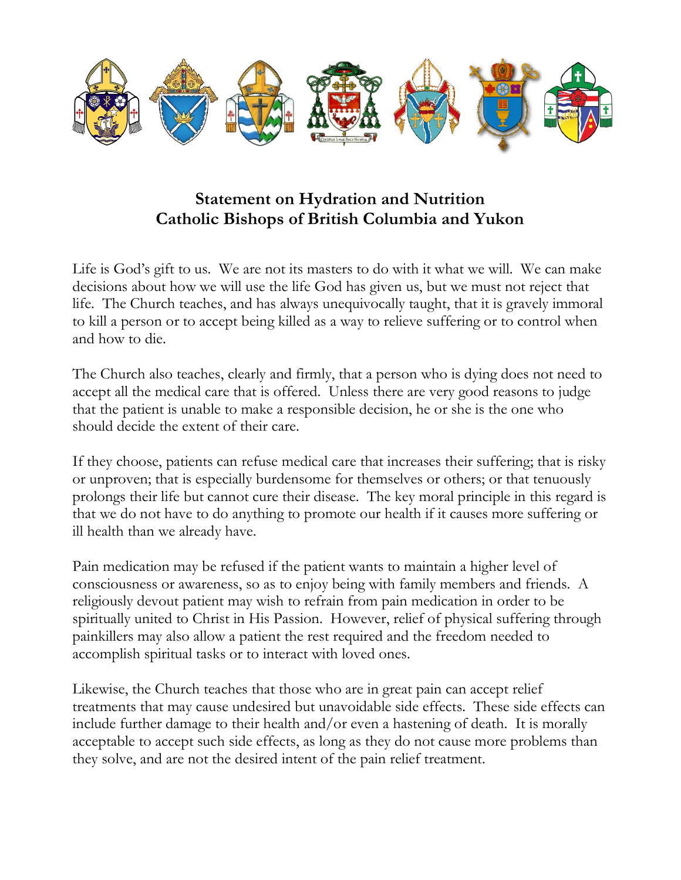**Statement on Hydration and Nutrition**
**Catholic Bishops of British Columbia and Yukon**

Life is God's gift to us. We are not its masters to do with it what we will. We can make decisions about how we will use the life God has given us, but we must not reject that life. The Church teaches, and has always unequivocally taught, that it is gravely immoral to kill a person or to accept being killed as a way to relieve suffering or to control when and how to die.

The Church also teaches, clearly and firmly, that a person who is dying does not need to accept all the medical care that is offered. Unless there are very good reasons to judge that the patient is unable to make a responsible decision, he or she is the one who should decide the extent of their care.

If they choose, patients can refuse medical care that increases their suffering; that is risky or unproven; that is especially burdensome for themselves or others; or that tenuously prolongs their life but cannot cure their disease. The key moral principle in this regard is that we do not have to do anything to promote our health if it causes more suffering or ill health than we already have.

Pain medication may be refused if the patient wants to maintain a higher level of consciousness or awareness, so as to enjoy being with family members and friends. A religiously devout patient may wish to refrain from pain medication in order to be spiritually united to Christ in His Passion. However, relief of physical suffering through painkillers may also allow a patient the rest required and the freedom needed to accomplish spiritual tasks or to interact with loved ones.

Likewise, the Church teaches that those who are in great pain can accept relief treatments that may cause undesired but unavoidable side effects. These side effects can include further damage to their health and/or even a hastening of death. It is morally acceptable to accept such side effects, as long as they do not cause more problems than they solve, and are not the desired intent of the pain relief treatment.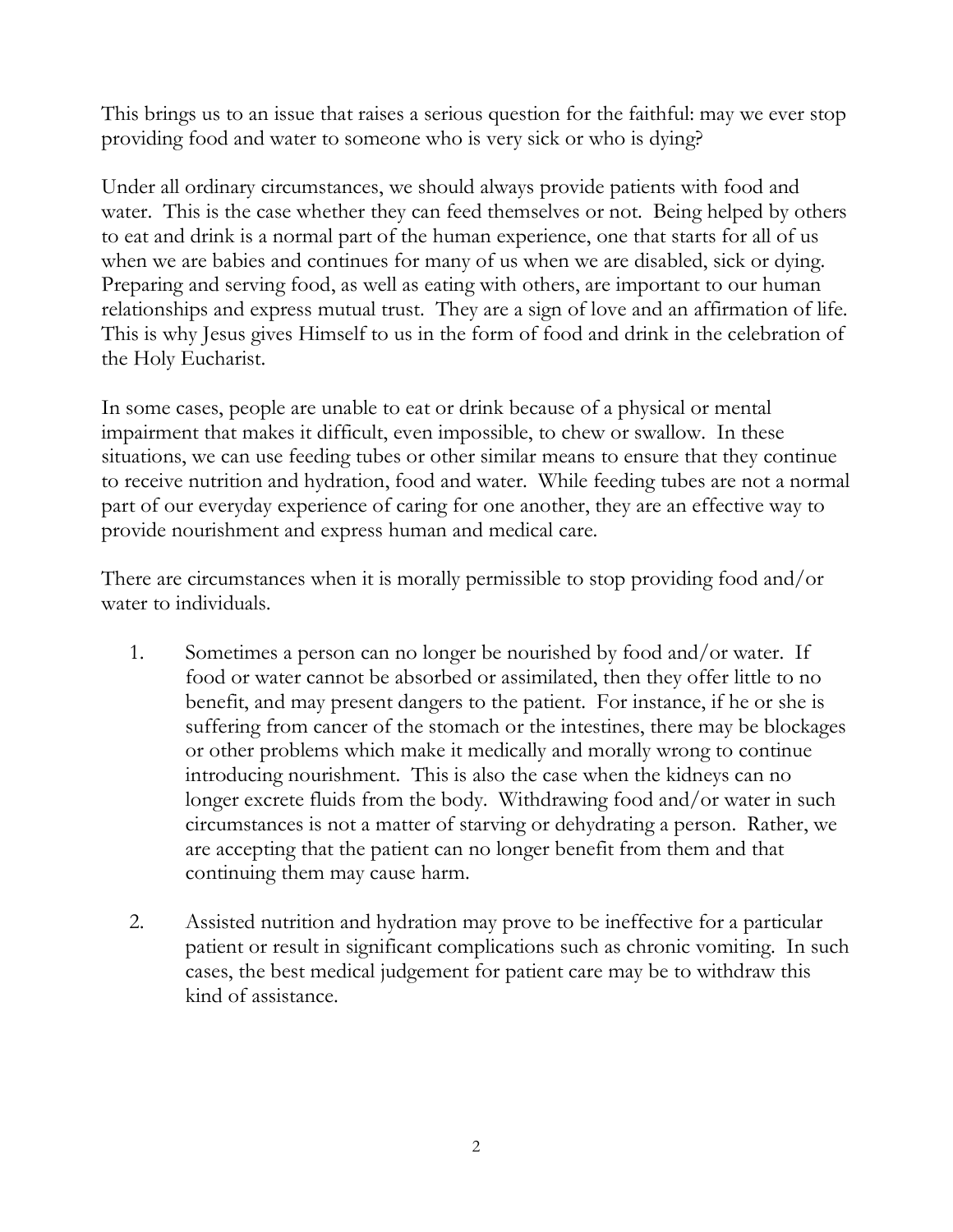This brings us to an issue that raises a serious question for the faithful: may we ever stop providing food and water to someone who is very sick or who is dying?

Under all ordinary circumstances, we should always provide patients with food and water. This is the case whether they can feed themselves or not. Being helped by others to eat and drink is a normal part of the human experience, one that starts for all of us when we are babies and continues for many of us when we are disabled, sick or dying. Preparing and serving food, as well as eating with others, are important to our human relationships and express mutual trust. They are a sign of love and an affirmation of life. This is why Jesus gives Himself to us in the form of food and drink in the celebration of the Holy Eucharist.

In some cases, people are unable to eat or drink because of a physical or mental impairment that makes it difficult, even impossible, to chew or swallow. In these situations, we can use feeding tubes or other similar means to ensure that they continue to receive nutrition and hydration, food and water. While feeding tubes are not a normal part of our everyday experience of caring for one another, they are an effective way to provide nourishment and express human and medical care.

There are circumstances when it is morally permissible to stop providing food and/or water to individuals.

1. Sometimes a person can no longer be nourished by food and/or water. If food or water cannot be absorbed or assimilated, then they offer little to no benefit, and may present dangers to the patient. For instance, if he or she is suffering from cancer of the stomach or the intestines, there may be blockages or other problems which make it medically and morally wrong to continue introducing nourishment. This is also the case when the kidneys can no longer excrete fluids from the body. Withdrawing food and/or water in such circumstances is not a matter of starving or dehydrating a person. Rather, we are accepting that the patient can no longer benefit from them and that continuing them may cause harm.

2. Assisted nutrition and hydration may prove to be ineffective for a particular patient or result in significant complications such as chronic vomiting. In such cases, the best medical judgement for patient care may be to withdraw this kind of assistance.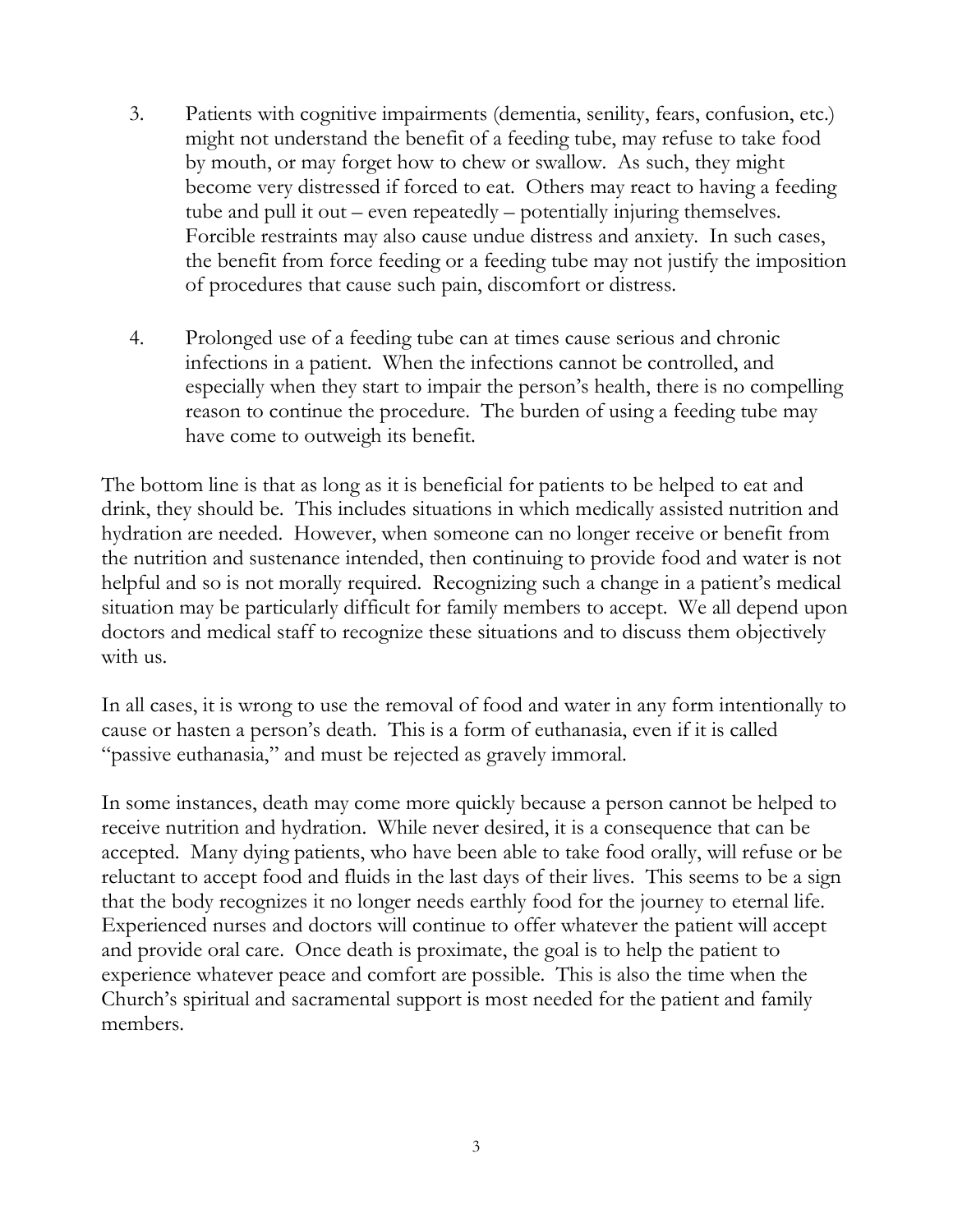3. Patients with cognitive impairments (dementia, senility, fears, confusion, etc.) might not understand the benefit of a feeding tube, may refuse to take food by mouth, or may forget how to chew or swallow. As such, they might become very distressed if forced to eat. Others may react to having a feeding tube and pull it out – even repeatedly – potentially injuring themselves. Forcible restraints may also cause undue distress and anxiety. In such cases, the benefit from force feeding or a feeding tube may not justify the imposition of procedures that cause such pain, discomfort or distress.

4. Prolonged use of a feeding tube can at times cause serious and chronic infections in a patient. When the infections cannot be controlled, and especially when they start to impair the person's health, there is no compelling reason to continue the procedure. The burden of using a feeding tube may have come to outweigh its benefit.

The bottom line is that as long as it is beneficial for patients to be helped to eat and drink, they should be. This includes situations in which medically assisted nutrition and hydration are needed. However, when someone can no longer receive or benefit from the nutrition and sustenance intended, then continuing to provide food and water is not helpful and so is not morally required. Recognizing such a change in a patient's medical situation may be particularly difficult for family members to accept. We all depend upon doctors and medical staff to recognize these situations and to discuss them objectively with us.

In all cases, it is wrong to use the removal of food and water in any form intentionally to cause or hasten a person's death. This is a form of euthanasia, even if it is called "passive euthanasia," and must be rejected as gravely immoral.

In some instances, death may come more quickly because a person cannot be helped to receive nutrition and hydration. While never desired, it is a consequence that can be accepted. Many dying patients, who have been able to take food orally, will refuse or be reluctant to accept food and fluids in the last days of their lives. This seems to be a sign that the body recognizes it no longer needs earthly food for the journey to eternal life. Experienced nurses and doctors will continue to offer whatever the patient will accept and provide oral care. Once death is proximate, the goal is to help the patient to experience whatever peace and comfort are possible. This is also the time when the Church's spiritual and sacramental support is most needed for the patient and family members.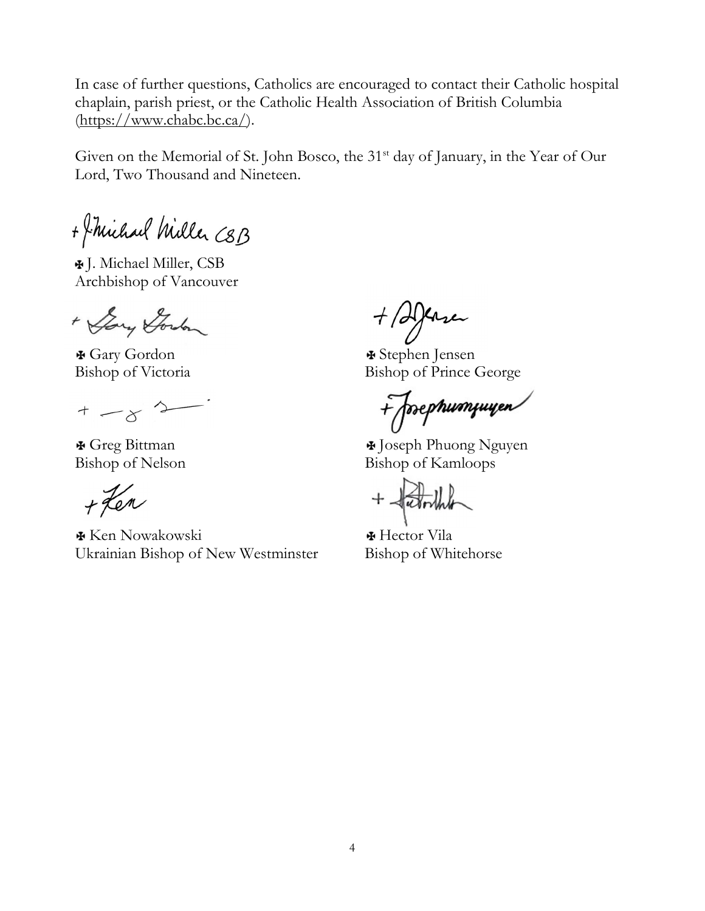In case of further questions, Catholics are encouraged to contact their Catholic hospital chaplain, parish priest, or the Catholic Health Association of British Columbia (https://www.chabc.bc.ca/).

Given on the Memorial of St. John Bosco, the 31st day of January, in the Year of Our Lord, Two Thousand and Nineteen.

✠ J. Michael Miller, CSB
Archbishop of Vancouver

✠ Gary Gordon
Bishop of Victoria

✠ Stephen Jensen
Bishop of Prince George

✠ Greg Bittman
Bishop of Nelson

✠ Joseph Phuong Nguyen
Bishop of Kamloops

✠ Ken Nowakowski
Ukrainian Bishop of New Westminster

✠ Hector Vila
Bishop of Whitehorse